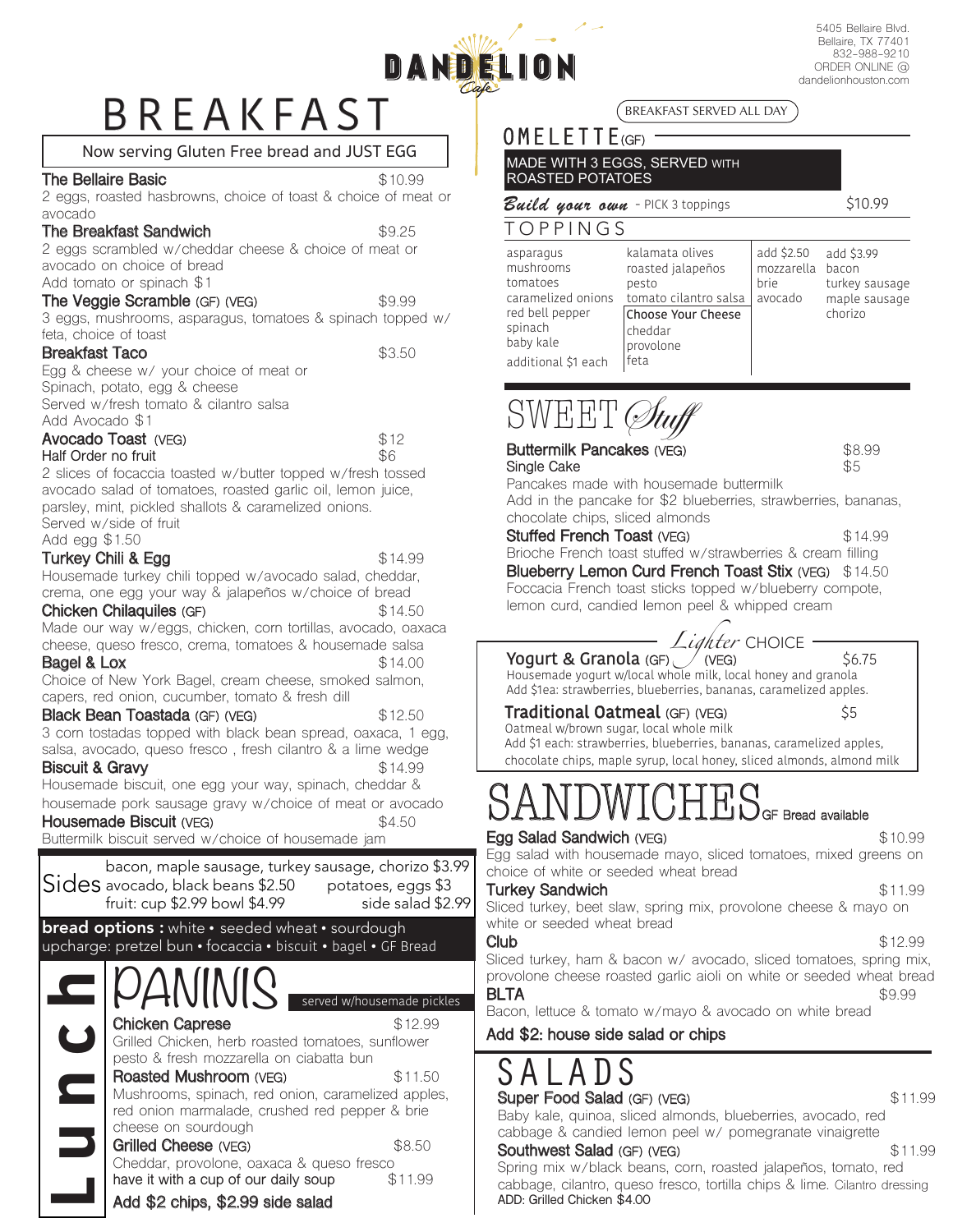# DANDELION Cafe

5405 Bellaire Blvd.
Bellaire, TX 77401
832-988-9210
ORDER ONLINE @
dandelionhouston.com

# BREAKFAST

Now serving Gluten Free bread and JUST EGG

**The Bellaire Basic** $10.99
2 eggs, roasted hasbrowns, choice of toast & choice of meat or avocado

**The Breakfast Sandwich** $9.25
2 eggs scrambled w/cheddar cheese & choice of meat or avocado on choice of bread
Add tomato or spinach $1

**The Veggie Scramble** (GF) (VEG) $9.99
3 eggs, mushrooms, asparagus, tomatoes & spinach topped w/ feta, choice of toast

**Breakfast Taco** $3.50
Egg & cheese w/ your choice of meat or
Spinach, potato, egg & cheese
Served w/fresh tomato & cilantro salsa
Add Avocado $1

**Avocado Toast** (VEG) $12
Half Order no fruit $6
2 slices of focaccia toasted w/butter topped w/fresh tossed avocado salad of tomatoes, roasted garlic oil, lemon juice, parsley, mint, pickled shallots & caramelized onions.
Served w/side of fruit
Add egg $1.50

**Turkey Chili & Egg** $14.99
Housemade turkey chili topped w/avocado salad, cheddar, crema, one egg your way & jalapeños w/choice of bread

**Chicken Chilaquiles** (GF) $14.50
Made our way w/eggs, chicken, corn tortillas, avocado, oaxaca cheese, queso fresco, crema, tomatoes & housemade salsa

**Bagel & Lox** $14.00
Choice of New York Bagel, cream cheese, smoked salmon, capers, red onion, cucumber, tomato & fresh dill

**Black Bean Toastada** (GF) (VEG) $12.50
3 corn tostadas topped with black bean spread, oaxaca, 1 egg, salsa, avocado, queso fresco , fresh cilantro & a lime wedge

**Biscuit & Gravy** $14.99
Housemade biscuit, one egg your way, spinach, cheddar & housemade pork sausage gravy w/choice of meat or avocado

**Housemade Biscuit** (VEG) $4.50
Buttermilk biscuit served w/choice of housemade jam

## Sides

bacon, maple sausage, turkey sausage, chorizo $3.99
avocado, black beans $2.50 — potatoes, eggs $3
fruit: cup $2.99 bowl $4.99 — side salad $2.99

**bread options :** white • seeded wheat • sourdough
upcharge: pretzel bun • focaccia • biscuit • bagel • GF Bread

BREAKFAST SERVED ALL DAY

## OMELETTE (GF)

MADE WITH 3 EGGS, SERVED WITH ROASTED POTATOES

***Build your own*** - PICK 3 toppings $10.99

### TOPPINGS

| | | add $2.50 | add $3.99 |
|---|---|---|---|
| asparagus | kalamata olives | mozzarella | bacon |
| mushrooms | roasted jalapeños | brie | turkey sausage |
| tomatoes | pesto | avocado | maple sausage |
| caramelized onions | tomato cilantro salsa | | chorizo |
| red bell pepper | **Choose Your Cheese** | | |
| spinach | cheddar | | |
| baby kale | provolone | | |
| additional $1 each | feta | | |

## SWEET *Stuff*

**Buttermilk Pancakes** (VEG) $8.99
Single Cake $5
Pancakes made with housemade buttermilk
Add in the pancake for $2 blueberries, strawberries, bananas, chocolate chips, sliced almonds

**Stuffed French Toast** (VEG) $14.99
Brioche French toast stuffed w/strawberries & cream filling

**Blueberry Lemon Curd French Toast Stix** (VEG) $14.50
Foccacia French toast sticks topped w/blueberry compote, lemon curd, candied lemon peel & whipped cream

### *Lighter* CHOICE

**Yogurt & Granola** (GF) (VEG) $6.75
Housemade yogurt w/local whole milk, local honey and granola
Add $1ea: strawberries, blueberries, bananas, caramelized apples.

**Traditional Oatmeal** (GF) (VEG) $5
Oatmeal w/brown sugar, local whole milk
Add $1 each: strawberries, blueberries, bananas, caramelized apples, chocolate chips, maple syrup, local honey, sliced almonds, almond milk

# Lunch

## PANINIS

served w/housemade pickles

**Chicken Caprese** $12.99
Grilled Chicken, herb roasted tomatoes, sunflower pesto & fresh mozzarella on ciabatta bun

**Roasted Mushroom** (VEG) $11.50
Mushrooms, spinach, red onion, caramelized apples, red onion marmalade, crushed red pepper & brie cheese on sourdough

**Grilled Cheese** (VEG) $8.50
Cheddar, provolone, oaxaca & queso fresco
have it with a cup of our daily soup $11.99

Add $2 chips, $2.99 side salad

## SANDWICHES

GF Bread available

**Egg Salad Sandwich** (VEG) $10.99
Egg salad with housemade mayo, sliced tomatoes, mixed greens on choice of white or seeded wheat bread

**Turkey Sandwich** $11.99
Sliced turkey, beet slaw, spring mix, provolone cheese & mayo on white or seeded wheat bread

**Club** $12.99
Sliced turkey, ham & bacon w/ avocado, sliced tomatoes, spring mix, provolone cheese roasted garlic aioli on white or seeded wheat bread

**BLTA** $9.99
Bacon, lettuce & tomato w/mayo & avocado on white bread

Add $2: house side salad or chips

## SALADS

**Super Food Salad** (GF) (VEG) $11.99
Baby kale, quinoa, sliced almonds, blueberries, avocado, red cabbage & candied lemon peel w/ pomegranate vinaigrette

**Southwest Salad** (GF) (VEG) $11.99
Spring mix w/black beans, corn, roasted jalapeños, tomato, red cabbage, cilantro, queso fresco, tortilla chips & lime. Cilantro dressing
ADD: Grilled Chicken $4.00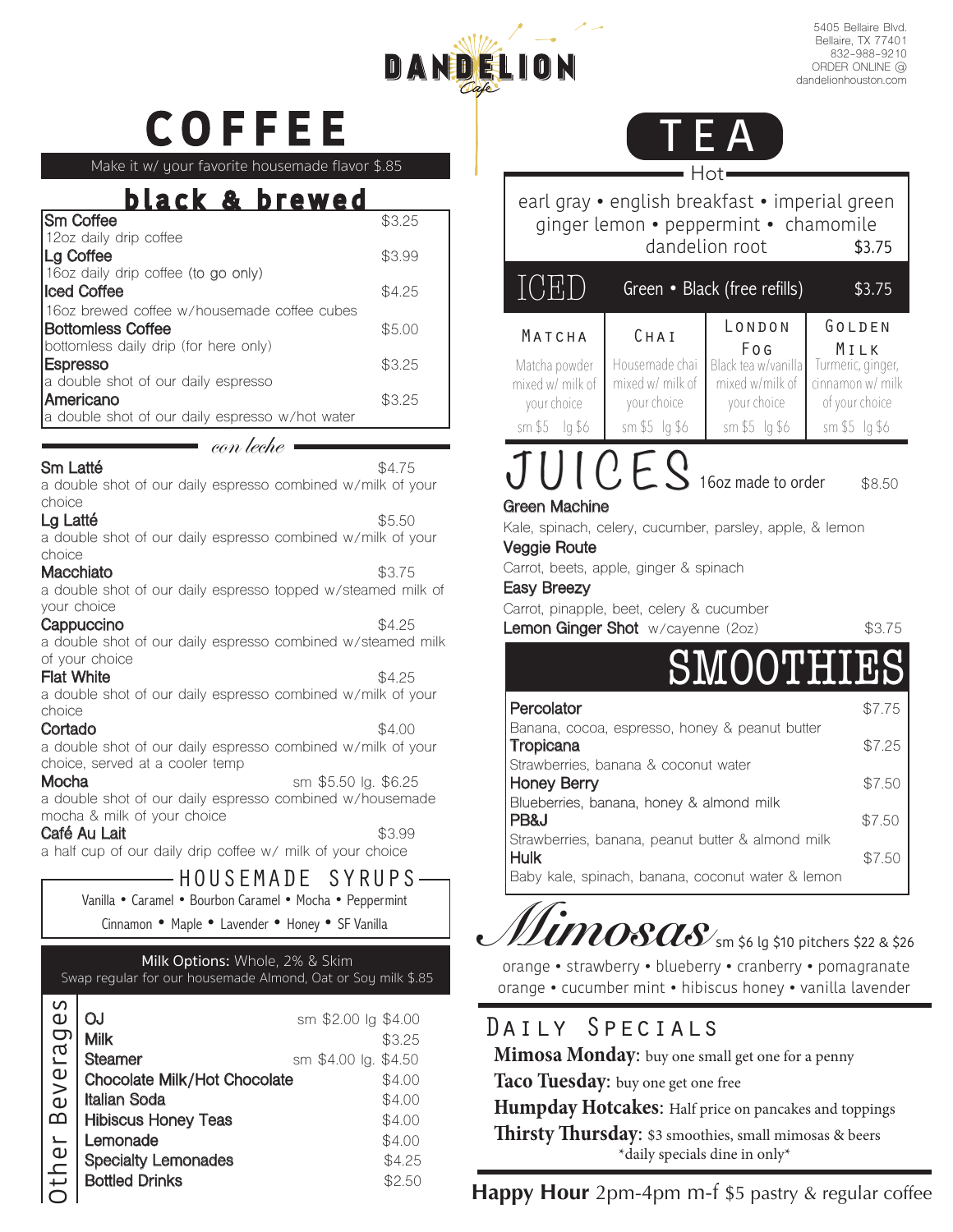# DANDELION Cafe

5405 Bellaire Blvd.
Bellaire, TX 77401
832-988-9210
ORDER ONLINE @
dandelionhouston.com

# COFFEE

Make it w/ your favorite housemade flavor $.85

## black & brewed

**Sm Coffee** $3.25
12oz daily drip coffee

**Lg Coffee** $3.99
16oz daily drip coffee (to go only)

**Iced Coffee** $4.25
16oz brewed coffee w/housemade coffee cubes

**Bottomless Coffee** $5.00
bottomless daily drip (for here only)

**Espresso** $3.25
a double shot of our daily espresso

**Americano** $3.25
a double shot of our daily espresso w/hot water

## con leche

**Sm Latté** $4.75
a double shot of our daily espresso combined w/milk of your choice

**Lg Latté** $5.50
a double shot of our daily espresso combined w/milk of your choice

**Macchiato** $3.75
a double shot of our daily espresso topped w/steamed milk of your choice

**Cappuccino** $4.25
a double shot of our daily espresso combined w/steamed milk of your choice

**Flat White** $4.25
a double shot of our daily espresso combined w/milk of your choice

**Cortado** $4.00
a double shot of our daily espresso combined w/milk of your choice, served at a cooler temp

**Mocha** sm $5.50 lg. $6.25
a double shot of our daily espresso combined w/housemade mocha & milk of your choice

**Café Au Lait** $3.99
a half cup of our daily drip coffee w/ milk of your choice

## HOUSEMADE SYRUPS

Vanilla • Caramel • Bourbon Caramel • Mocha • Peppermint
Cinnamon • Maple • Lavender • Honey • SF Vanilla

Milk Options: Whole, 2% & Skim
Swap regular for our housemade Almond, Oat or Soy milk $.85

## Other Beverages

| | |
|---|---|
| OJ | sm $2.00 lg $4.00 |
| Milk | $3.25 |
| Steamer | sm $4.00 lg. $4.50 |
| Chocolate Milk/Hot Chocolate | $4.00 |
| Italian Soda | $4.00 |
| Hibiscus Honey Teas | $4.00 |
| Lemonade | $4.00 |
| Specialty Lemonades | $4.25 |
| Bottled Drinks | $2.50 |

# TEA

## Hot

earl gray • english breakfast • imperial green
ginger lemon • peppermint • chamomile
dandelion root $3.75

## ICED

Green • Black (free refills) $3.75

| Matcha | Chai | London Fog | Golden Milk |
|---|---|---|---|
| Matcha powder mixed w/ milk of your choice | Housemade chai mixed w/ milk of your choice | Black tea w/vanilla mixed w/milk of your choice | Turmeric, ginger, cinnamon w/ milk of your choice |
| sm $5 lg $6 | sm $5 lg $6 | sm $5 lg $6 | sm $5 lg $6 |

# JUICES

16oz made to order $8.50

**Green Machine**
Kale, spinach, celery, cucumber, parsley, apple, & lemon

**Veggie Route**
Carrot, beets, apple, ginger & spinach

**Easy Breezy**
Carrot, pinapple, beet, celery & cucumber

**Lemon Ginger Shot** w/cayenne (2oz) $3.75

# SMOOTHIES

**Percolator** $7.75
Banana, cocoa, espresso, honey & peanut butter

**Tropicana** $7.25
Strawberries, banana & coconut water

**Honey Berry** $7.50
Blueberries, banana, honey & almond milk

**PB&J** $7.50
Strawberries, banana, peanut butter & almond milk

**Hulk** $7.50
Baby kale, spinach, banana, coconut water & lemon

# Mimosas

sm $6 lg $10 pitchers $22 & $26

orange • strawberry • blueberry • cranberry • pomagranate
orange • cucumber mint • hibiscus honey • vanilla lavender

## Daily Specials

**Mimosa Monday:** buy one small get one for a penny
**Taco Tuesday:** buy one get one free
**Humpday Hotcakes:** Half price on pancakes and toppings
**Thirsty Thursday:** $3 smoothies, small mimosas & beers
*daily specials dine in only*

**Happy Hour** 2pm-4pm m-f $5 pastry & regular coffee